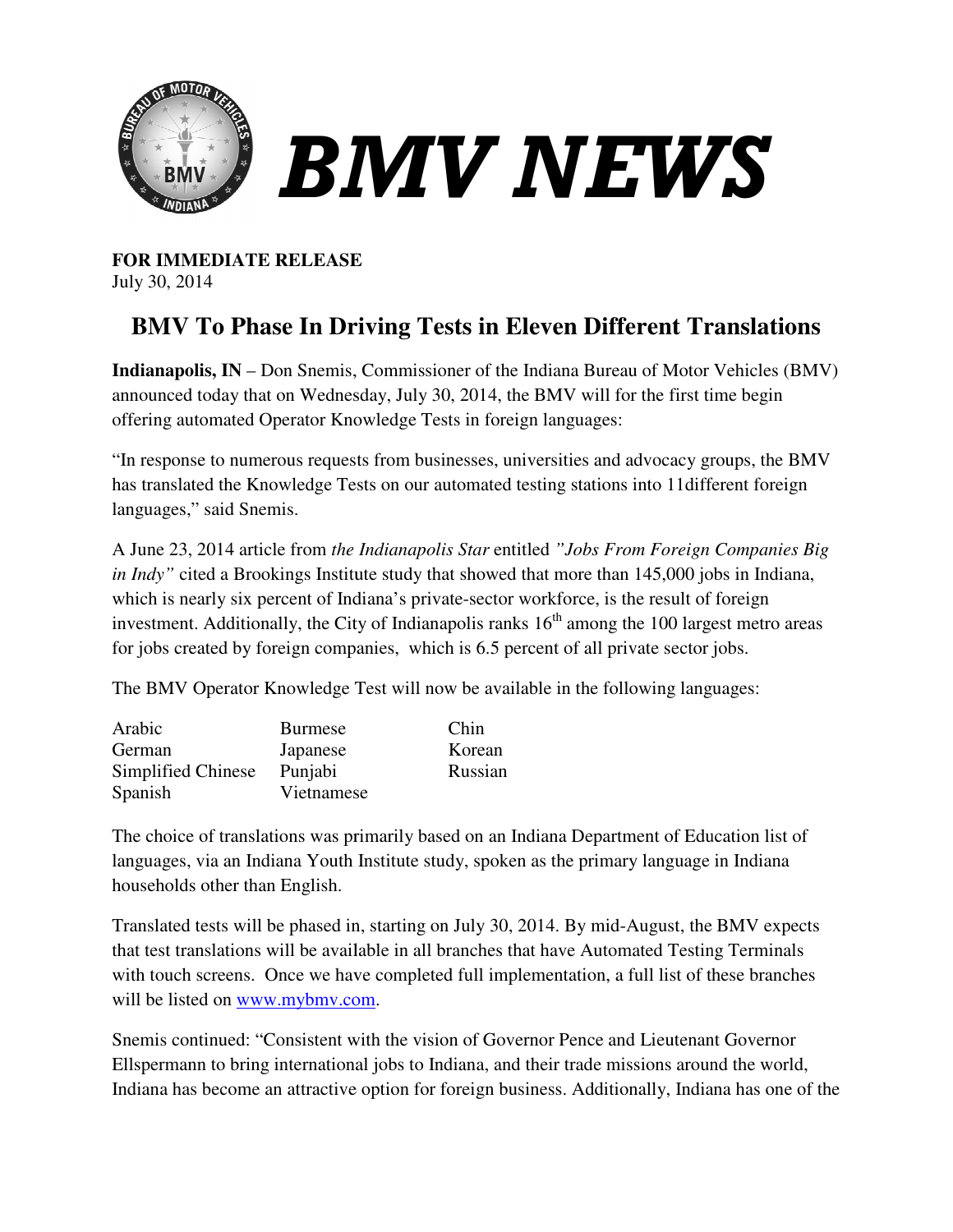# BMV NEWS

**FOR IMMEDIATE RELEASE**
July 30, 2014

## BMV To Phase In Driving Tests in Eleven Different Translations

**Indianapolis, IN** – Don Snemis, Commissioner of the Indiana Bureau of Motor Vehicles (BMV) announced today that on Wednesday, July 30, 2014, the BMV will for the first time begin offering automated Operator Knowledge Tests in foreign languages:

"In response to numerous requests from businesses, universities and advocacy groups, the BMV has translated the Knowledge Tests on our automated testing stations into 11different foreign languages," said Snemis.

A June 23, 2014 article from *the Indianapolis Star* entitled *"Jobs From Foreign Companies Big in Indy"* cited a Brookings Institute study that showed that more than 145,000 jobs in Indiana, which is nearly six percent of Indiana's private-sector workforce, is the result of foreign investment. Additionally, the City of Indianapolis ranks 16th among the 100 largest metro areas for jobs created by foreign companies, which is 6.5 percent of all private sector jobs.

The BMV Operator Knowledge Test will now be available in the following languages:

| | | |
|---|---|---|
| Arabic | Burmese | Chin |
| German | Japanese | Korean |
| Simplified Chinese | Punjabi | Russian |
| Spanish | Vietnamese | |

The choice of translations was primarily based on an Indiana Department of Education list of languages, via an Indiana Youth Institute study, spoken as the primary language in Indiana households other than English.

Translated tests will be phased in, starting on July 30, 2014. By mid-August, the BMV expects that test translations will be available in all branches that have Automated Testing Terminals with touch screens. Once we have completed full implementation, a full list of these branches will be listed on [www.mybmv.com](www.mybmv.com).

Snemis continued: "Consistent with the vision of Governor Pence and Lieutenant Governor Ellspermann to bring international jobs to Indiana, and their trade missions around the world, Indiana has become an attractive option for foreign business. Additionally, Indiana has one of the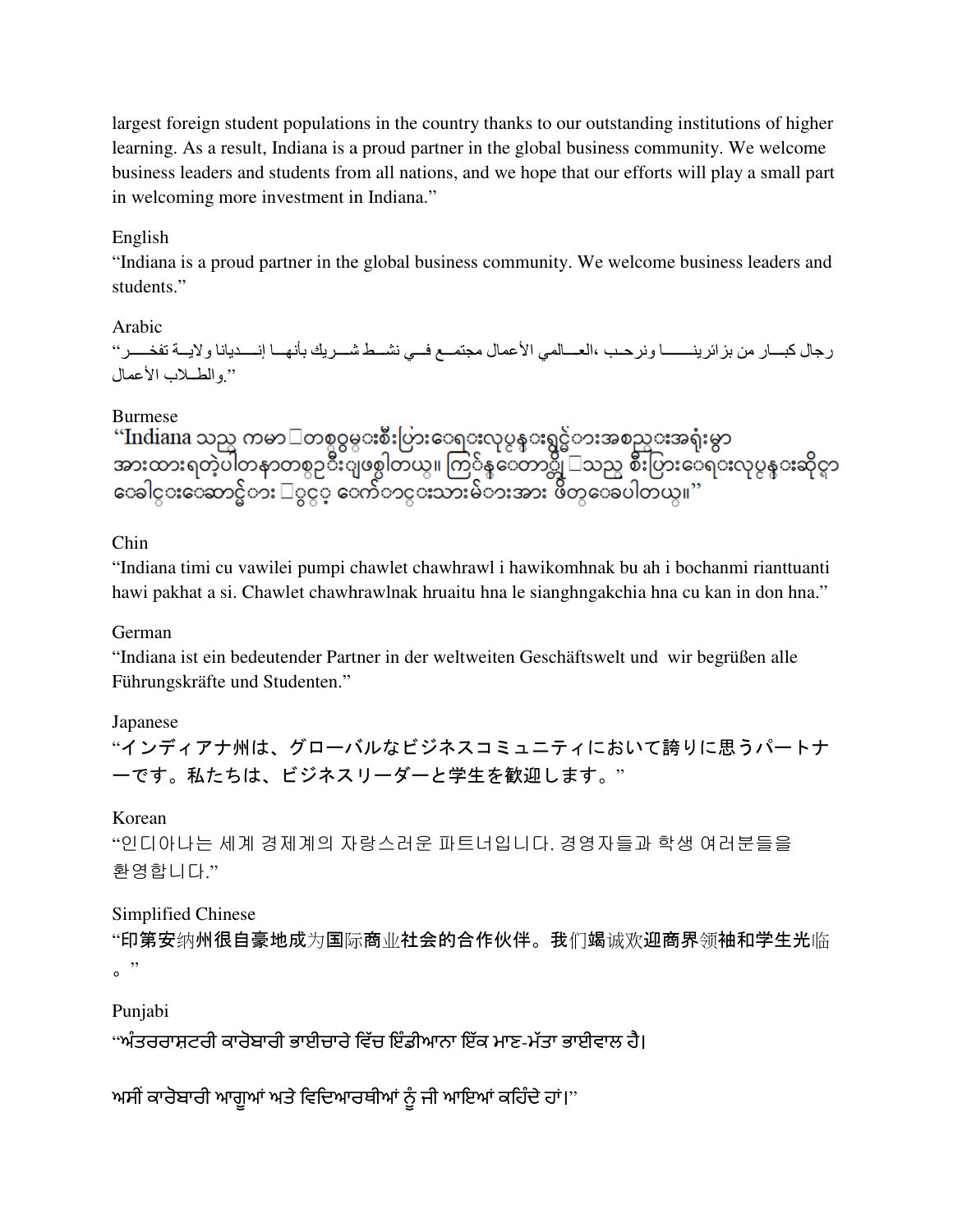largest foreign student populations in the country thanks to our outstanding institutions of higher learning. As a result, Indiana is a proud partner in the global business community. We welcome business leaders and students from all nations, and we hope that our efforts will play a small part in welcoming more investment in Indiana."

English

"Indiana is a proud partner in the global business community. We welcome business leaders and students."

Arabic

"تفخـــر ولايـــة إنـــديانا بأنهـــا شـــريك نشـــط فـــي مجتمـــع الأعمال العـــالمي، ونرحـــب بزائرينـــــا من كبـــار رجال الأعمال والطـــلاب."

Burmese

"Indiana သည္ ကမာ႓တစ္ဝွမ္းစီးပြားေရးလုပ္ငန္းရွင္မ်ားအစည္းအရုံးမွာ အားထားရတဲ့ပါတနာတစ္ဦးျဖစ္ပါတယ္။ ကြ်ႏ္ုပ္တို႔သည္ စီးပြားေရးလုပ္ငန္းဆိုင္ရာ ေခါင္းေဆာင္မ်ား ႏွင့္ ေက်ာင္းသားမ်ားအား ဖိတ္ေခၚပါတယ္။"

Chin

"Indiana timi cu vawilei pumpi chawlet chawhrawl i hawikomhnak bu ah i bochanmi rianttuanti hawi pakhat a si. Chawlet chawhrawlnak hruaitu hna le sianghngakchia hna cu kan in don hna."

German

"Indiana ist ein bedeutender Partner in der weltweiten Geschäftswelt und wir begrüßen alle Führungskräfte und Studenten."

Japanese

"インディアナ州は、グローバルなビジネスコミュニティにおいて誇りに思うパートナーです。私たちは、ビジネスリーダーと学生を歓迎します。"

Korean

"인디아나는 세계 경제계의 자랑스러운 파트너입니다. 경영자들과 학생 여러분들을 환영합니다."

Simplified Chinese

"印第安纳州很自豪地成为国际商业社会的合作伙伴。我们竭诚欢迎商界领袖和学生光临。"

Punjabi

"ਅੰਤਰਰਾਸ਼ਟਰੀ ਕਾਰੋਬਾਰੀ ਭਾਈਚਾਰੇ ਵਿੱਚ ਇੰਡੀਆਨਾ ਇੱਕ ਮਾਣ-ਮੱਤਾ ਭਾਈਵਾਲ ਹੈ।

ਅਸੀਂ ਕਾਰੋਬਾਰੀ ਆਗੂਆਂ ਅਤੇ ਵਿਦਿਆਰਥੀਆਂ ਨੂੰ ਜੀ ਆਇਆਂ ਕਹਿੰਦੇ ਹਾਂ।"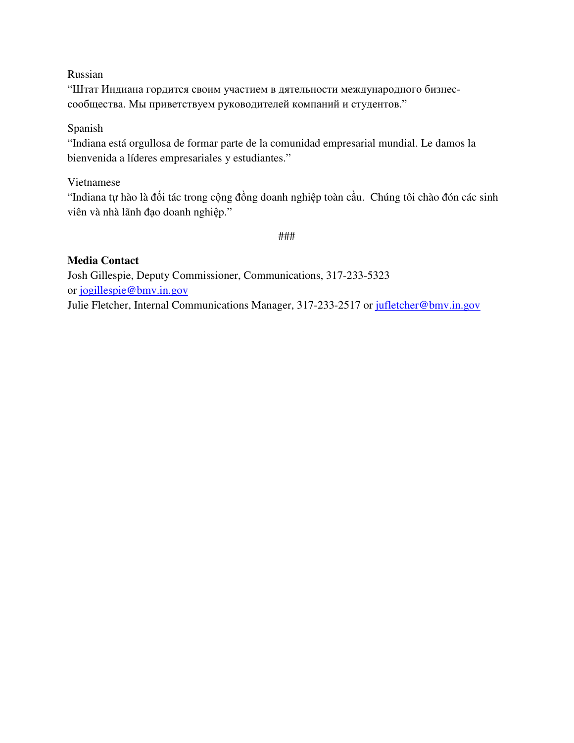Russian
"Штат Индиана гордится своим участием в дятельности международного бизнес-сообщества. Мы приветствуем руководителей компаний и студентов."

Spanish
"Indiana está orgullosa de formar parte de la comunidad empresarial mundial. Le damos la bienvenida a líderes empresariales y estudiantes."

Vietnamese
"Indiana tự hào là đối tác trong cộng đồng doanh nghiệp toàn cầu.  Chúng tôi chào đón các sinh viên và nhà lãnh đạo doanh nghiệp."

###

**Media Contact**
Josh Gillespie, Deputy Commissioner, Communications, 317-233-5323 or jogillespie@bmv.in.gov
Julie Fletcher, Internal Communications Manager, 317-233-2517 or jufletcher@bmv.in.gov